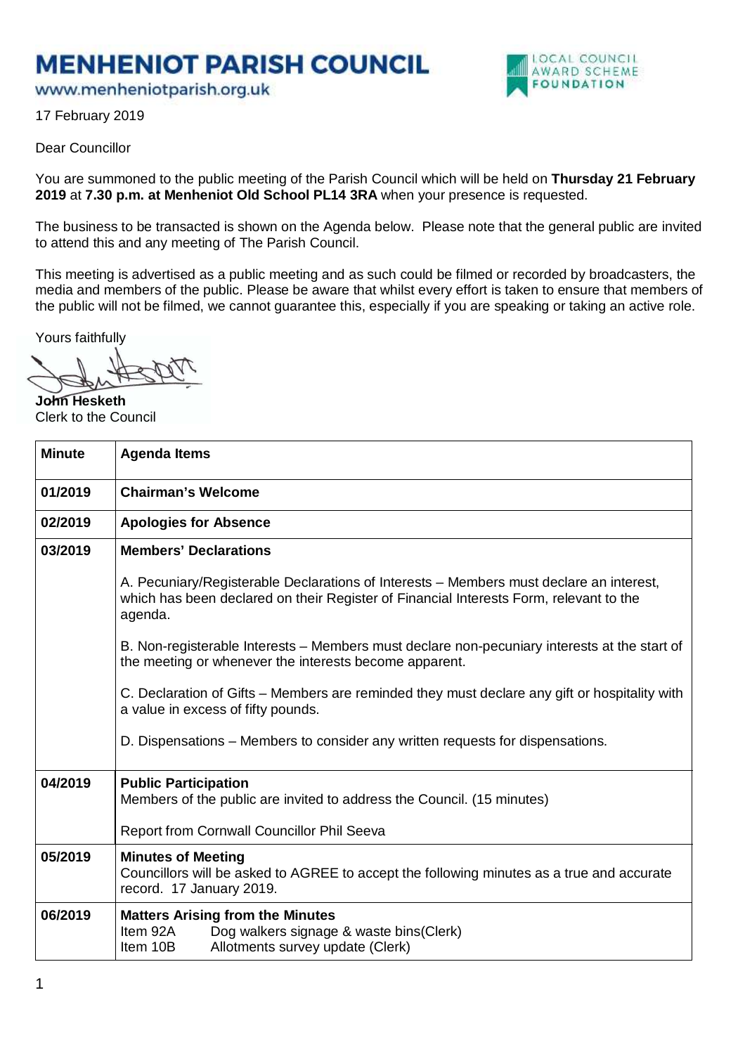# MENHENIOT PARISH COUNCIL

www.menheniotparish.org.uk

LOCAL COUNCIL AWARD SCHEME FOUNDATION

17 February 2019

Dear Councillor

You are summoned to the public meeting of the Parish Council which will be held on **Thursday 21 February 2019** at **7.30 p.m. at Menheniot Old School PL14 3RA** when your presence is requested.

The business to be transacted is shown on the Agenda below. Please note that the general public are invited to attend this and any meeting of The Parish Council.

This meeting is advertised as a public meeting and as such could be filmed or recorded by broadcasters, the media and members of the public. Please be aware that whilst every effort is taken to ensure that members of the public will not be filmed, we cannot guarantee this, especially if you are speaking or taking an active role.

Yours faithfully

**John Hesketh**
Clerk to the Council

| **Minute** | **Agenda Items** |
|---|---|
| **01/2019** | **Chairman's Welcome** |
| **02/2019** | **Apologies for Absence** |
| **03/2019** | **Members' Declarations**<br><br>A. Pecuniary/Registerable Declarations of Interests – Members must declare an interest, which has been declared on their Register of Financial Interests Form, relevant to the agenda.<br><br>B. Non-registerable Interests – Members must declare non-pecuniary interests at the start of the meeting or whenever the interests become apparent.<br><br>C. Declaration of Gifts – Members are reminded they must declare any gift or hospitality with a value in excess of fifty pounds.<br><br>D. Dispensations – Members to consider any written requests for dispensations. |
| **04/2019** | **Public Participation**<br>Members of the public are invited to address the Council. (15 minutes)<br><br>Report from Cornwall Councillor Phil Seeva |
| **05/2019** | **Minutes of Meeting**<br>Councillors will be asked to AGREE to accept the following minutes as a true and accurate record. 17 January 2019. |
| **06/2019** | **Matters Arising from the Minutes**<br>Item 92A Dog walkers signage & waste bins(Clerk)<br>Item 10B Allotments survey update (Clerk) |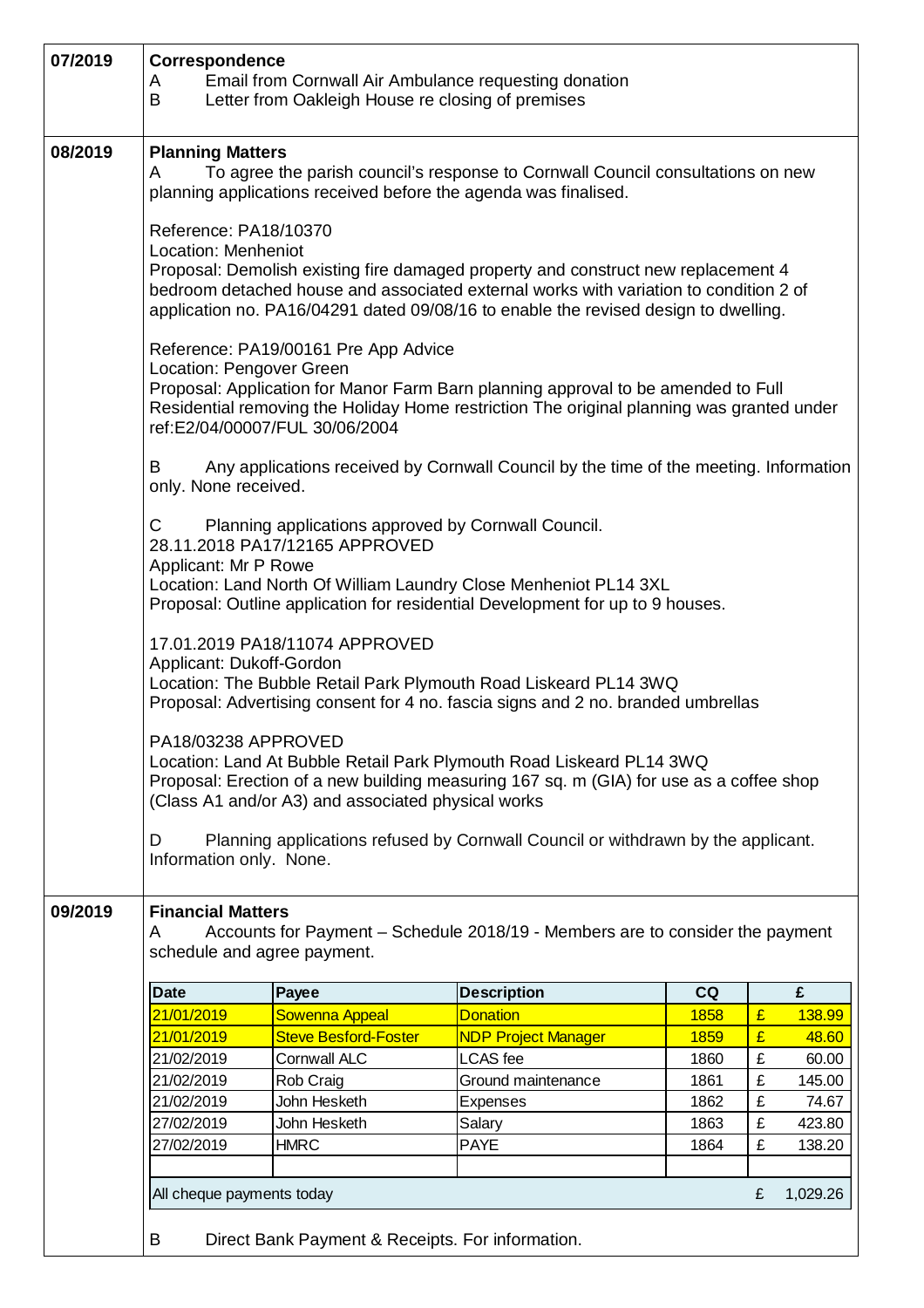**07/2019**

**Correspondence**

A Email from Cornwall Air Ambulance requesting donation

B Letter from Oakleigh House re closing of premises

**08/2019**

**Planning Matters**

A To agree the parish council's response to Cornwall Council consultations on new planning applications received before the agenda was finalised.

Reference: PA18/10370
Location: Menheniot
Proposal: Demolish existing fire damaged property and construct new replacement 4 bedroom detached house and associated external works with variation to condition 2 of application no. PA16/04291 dated 09/08/16 to enable the revised design to dwelling.

Reference: PA19/00161 Pre App Advice
Location: Pengover Green
Proposal: Application for Manor Farm Barn planning approval to be amended to Full Residential removing the Holiday Home restriction The original planning was granted under ref:E2/04/00007/FUL 30/06/2004

B Any applications received by Cornwall Council by the time of the meeting. Information only. None received.

C Planning applications approved by Cornwall Council.
28.11.2018 PA17/12165 APPROVED
Applicant: Mr P Rowe
Location: Land North Of William Laundry Close Menheniot PL14 3XL
Proposal: Outline application for residential Development for up to 9 houses.

17.01.2019 PA18/11074 APPROVED
Applicant: Dukoff-Gordon
Location: The Bubble Retail Park Plymouth Road Liskeard PL14 3WQ
Proposal: Advertising consent for 4 no. fascia signs and 2 no. branded umbrellas

PA18/03238 APPROVED
Location: Land At Bubble Retail Park Plymouth Road Liskeard PL14 3WQ
Proposal: Erection of a new building measuring 167 sq. m (GIA) for use as a coffee shop (Class A1 and/or A3) and associated physical works

D Planning applications refused by Cornwall Council or withdrawn by the applicant. Information only. None.

**09/2019**

**Financial Matters**

A Accounts for Payment – Schedule 2018/19 - Members are to consider the payment schedule and agree payment.

| Date | Payee | Description | CQ | £ |
|---|---|---|---|---|
| 21/01/2019 | Sowenna Appeal | Donation | 1858 | £ 138.99 |
| 21/01/2019 | Steve Besford-Foster | NDP Project Manager | 1859 | £ 48.60 |
| 21/02/2019 | Cornwall ALC | LCAS fee | 1860 | £ 60.00 |
| 21/02/2019 | Rob Craig | Ground maintenance | 1861 | £ 145.00 |
| 21/02/2019 | John Hesketh | Expenses | 1862 | £ 74.67 |
| 27/02/2019 | John Hesketh | Salary | 1863 | £ 423.80 |
| 27/02/2019 | HMRC | PAYE | 1864 | £ 138.20 |
| | | | | |
| All cheque payments today | | | | £ 1,029.26 |

B Direct Bank Payment & Receipts. For information.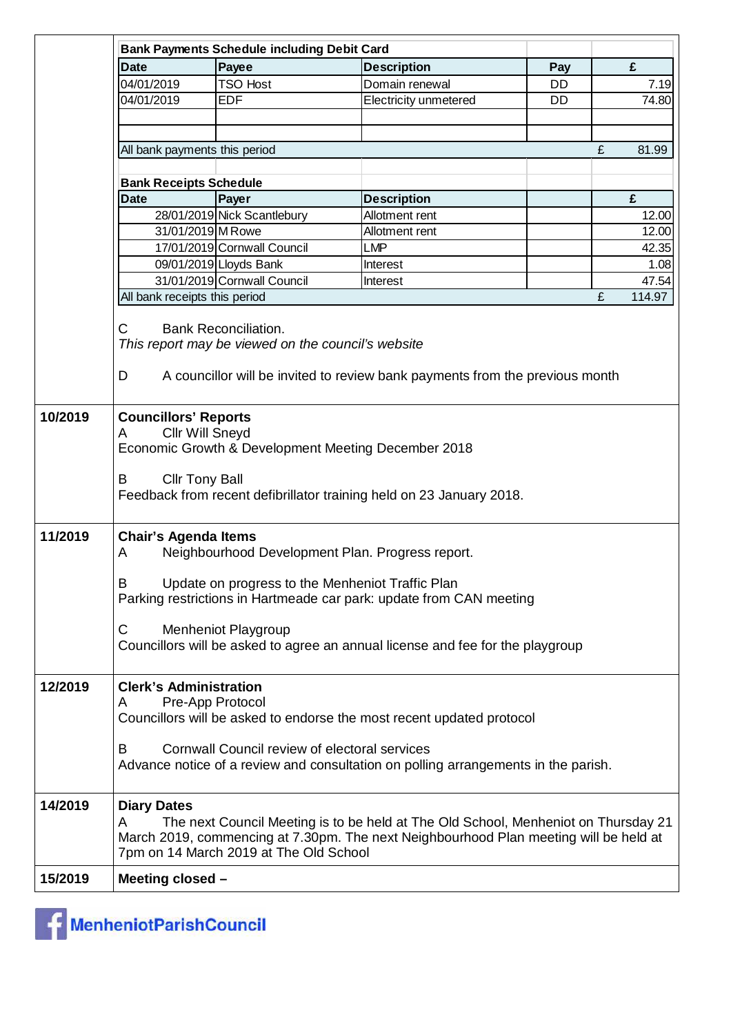| | |
|---|---|
| | **Bank Payments Schedule including Debit Card** |

| Date | Payee | Description | Pay | £ |
|---|---|---|---|---|
| 04/01/2019 | TSO Host | Domain renewal | DD | 7.19 |
| 04/01/2019 | EDF | Electricity unmetered | DD | 74.80 |
| | | | | |
| | | | | |
| All bank payments this period | | | | £ 81.99 |

**Bank Receipts Schedule**

| Date | Payer | Description | | £ |
|---|---|---|---|---|
| 28/01/2019 | Nick Scantlebury | Allotment rent | | 12.00 |
| 31/01/2019 | M Rowe | Allotment rent | | 12.00 |
| 17/01/2019 | Cornwall Council | LMP | | 42.35 |
| 09/01/2019 | Lloyds Bank | Interest | | 1.08 |
| 31/01/2019 | Cornwall Council | Interest | | 47.54 |
| All bank receipts this period | | | | £ 114.97 |

C Bank Reconciliation.
*This report may be viewed on the council's website*

D A councillor will be invited to review bank payments from the previous month

**10/2019 Councillors' Reports**

A Cllr Will Sneyd
Economic Growth & Development Meeting December 2018

B Cllr Tony Ball
Feedback from recent defibrillator training held on 23 January 2018.

**11/2019 Chair's Agenda Items**

A Neighbourhood Development Plan. Progress report.

B Update on progress to the Menheniot Traffic Plan
Parking restrictions in Hartmeade car park: update from CAN meeting

C Menheniot Playgroup
Councillors will be asked to agree an annual license and fee for the playgroup

**12/2019 Clerk's Administration**

A Pre-App Protocol
Councillors will be asked to endorse the most recent updated protocol

B Cornwall Council review of electoral services
Advance notice of a review and consultation on polling arrangements in the parish.

**14/2019 Diary Dates**

A The next Council Meeting is to be held at The Old School, Menheniot on Thursday 21 March 2019, commencing at 7.30pm. The next Neighbourhood Plan meeting will be held at 7pm on 14 March 2019 at The Old School

**15/2019 Meeting closed –**

MenheniotParishCouncil